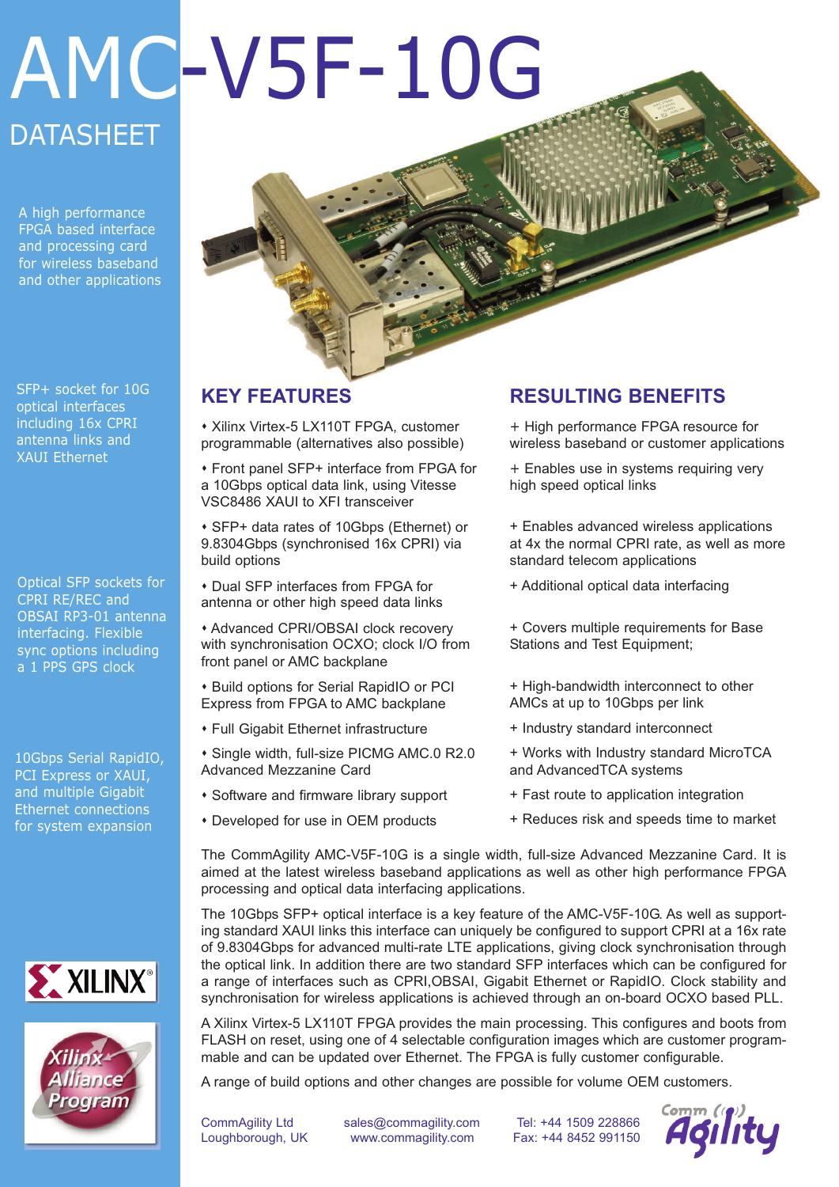# AMC-V5F-10G

## DATASHEET

A high performance FPGA based interface and processing card for wireless baseband and other applications

SFP+ socket for 10G optical interfaces including 16x CPRI antenna links and XAUI Ethernet

Optical SFP sockets for CPRI RE/REC and OBSAI RP3-01 antenna interfacing. Flexible sync options including a 1 PPS GPS clock

10Gbps Serial RapidIO, PCI Express or XAUI, and multiple Gigabit Ethernet connections for system expansion

## KEY FEATURES

- Xilinx Virtex-5 LX110T FPGA, customer programmable (alternatives also possible)
- Front panel SFP+ interface from FPGA for a 10Gbps optical data link, using Vitesse VSC8486 XAUI to XFI transceiver
- SFP+ data rates of 10Gbps (Ethernet) or 9.8304Gbps (synchronised 16x CPRI) via build options
- Dual SFP interfaces from FPGA for antenna or other high speed data links
- Advanced CPRI/OBSAI clock recovery with synchronisation OCXO; clock I/O from front panel or AMC backplane
- Build options for Serial RapidIO or PCI Express from FPGA to AMC backplane
- Full Gigabit Ethernet infrastructure
- Single width, full-size PICMG AMC.0 R2.0 Advanced Mezzanine Card
- Software and firmware library support
- Developed for use in OEM products

## RESULTING BENEFITS

+ High performance FPGA resource for wireless baseband or customer applications

+ Enables use in systems requiring very high speed optical links

+ Enables advanced wireless applications at 4x the normal CPRI rate, as well as more standard telecom applications

+ Additional optical data interfacing

+ Covers multiple requirements for Base Stations and Test Equipment;

+ High-bandwidth interconnect to other AMCs at up to 10Gbps per link

+ Industry standard interconnect

+ Works with Industry standard MicroTCA and AdvancedTCA systems

+ Fast route to application integration

+ Reduces risk and speeds time to market

The CommAgility AMC-V5F-10G is a single width, full-size Advanced Mezzanine Card. It is aimed at the latest wireless baseband applications as well as other high performance FPGA processing and optical data interfacing applications.

The 10Gbps SFP+ optical interface is a key feature of the AMC-V5F-10G. As well as supporting standard XAUI links this interface can uniquely be configured to support CPRI at a 16x rate of 9.8304Gbps for advanced multi-rate LTE applications, giving clock synchronisation through the optical link. In addition there are two standard SFP interfaces which can be configured for a range of interfaces such as CPRI,OBSAI, Gigabit Ethernet or RapidIO. Clock stability and synchronisation for wireless applications is achieved through an on-board OCXO based PLL.

A Xilinx Virtex-5 LX110T FPGA provides the main processing. This configures and boots from FLASH on reset, using one of 4 selectable configuration images which are customer programmable and can be updated over Ethernet. The FPGA is fully customer configurable.

A range of build options and other changes are possible for volume OEM customers.

CommAgility Ltd
Loughborough, UK

sales@commagility.com
www.commagility.com

Tel: +44 1509 228866
Fax: +44 8452 991150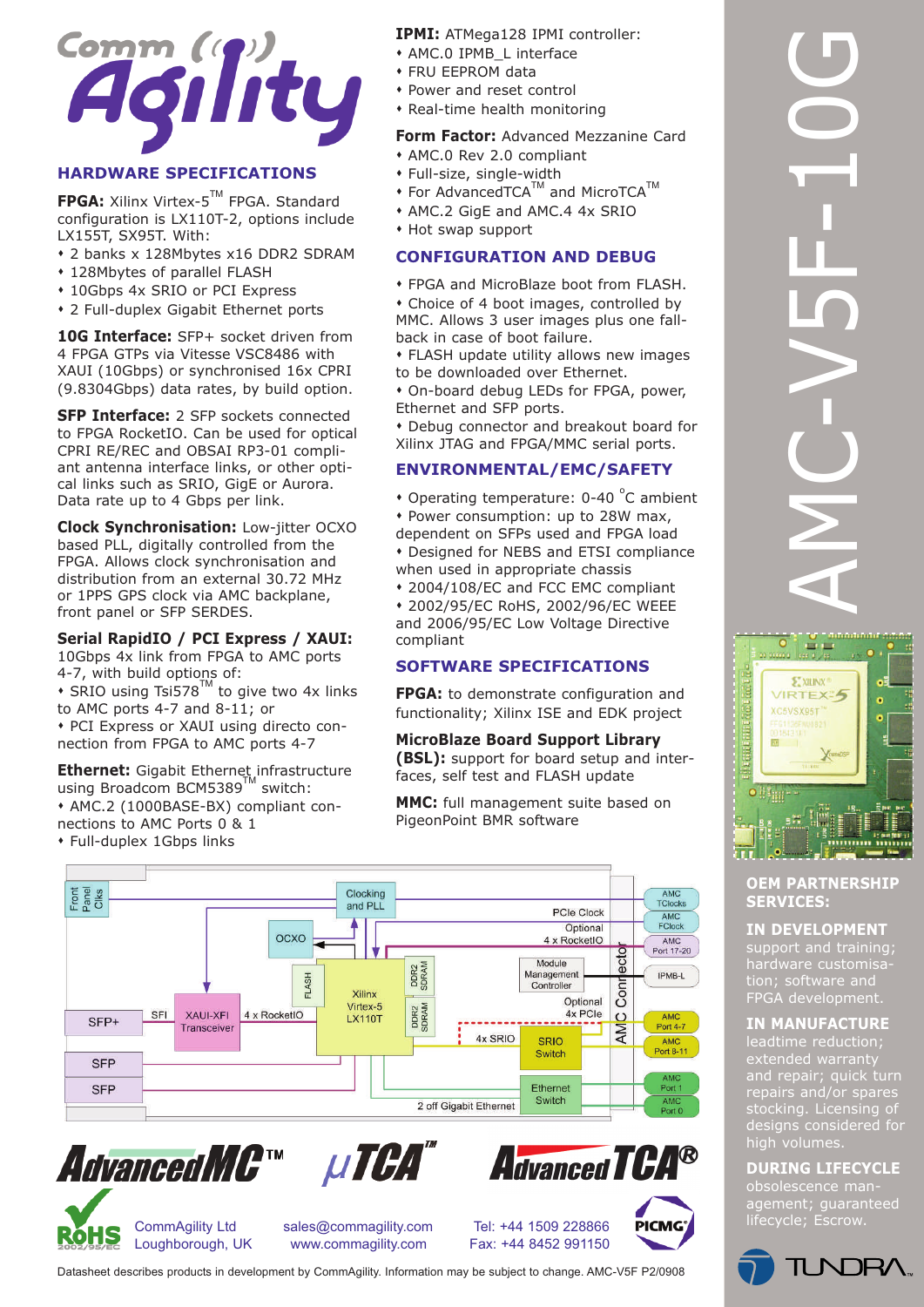# Comm Agility

## HARDWARE SPECIFICATIONS

**FPGA:** Xilinx Virtex-5™ FPGA. Standard configuration is LX110T-2, options include LX155T, SX95T. With:

- 2 banks x 128Mbytes x16 DDR2 SDRAM
- 128Mbytes of parallel FLASH
- 10Gbps 4x SRIO or PCI Express
- 2 Full-duplex Gigabit Ethernet ports

**10G Interface:** SFP+ socket driven from 4 FPGA GTPs via Vitesse VSC8486 with XAUI (10Gbps) or synchronised 16x CPRI (9.8304Gbps) data rates, by build option.

**SFP Interface:** 2 SFP sockets connected to FPGA RocketIO. Can be used for optical CPRI RE/REC and OBSAI RP3-01 compliant antenna interface links, or other optical links such as SRIO, GigE or Aurora. Data rate up to 4 Gbps per link.

**Clock Synchronisation:** Low-jitter OCXO based PLL, digitally controlled from the FPGA. Allows clock synchronisation and distribution from an external 30.72 MHz or 1PPS GPS clock via AMC backplane, front panel or SFP SERDES.

**Serial RapidIO / PCI Express / XAUI:** 10Gbps 4x link from FPGA to AMC ports 4-7, with build options of:

- SRIO using Tsi578™ to give two 4x links to AMC ports 4-7 and 8-11; or
- PCI Express or XAUI using directo connection from FPGA to AMC ports 4-7

**Ethernet:** Gigabit Ethernet infrastructure using Broadcom BCM5389™ switch:

- AMC.2 (1000BASE-BX) compliant connections to AMC Ports 0 & 1
- Full-duplex 1Gbps links

**IPMI:** ATMega128 IPMI controller:

- AMC.0 IPMB_L interface
- FRU EEPROM data
- Power and reset control
- Real-time health monitoring

**Form Factor:** Advanced Mezzanine Card

- AMC.0 Rev 2.0 compliant
- Full-size, single-width
- For AdvancedTCA™ and MicroTCA™
- AMC.2 GigE and AMC.4 4x SRIO
- Hot swap support

## CONFIGURATION AND DEBUG

- FPGA and MicroBlaze boot from FLASH.
- Choice of 4 boot images, controlled by MMC. Allows 3 user images plus one fall-back in case of boot failure.
- FLASH update utility allows new images to be downloaded over Ethernet.
- On-board debug LEDs for FPGA, power, Ethernet and SFP ports.
- Debug connector and breakout board for Xilinx JTAG and FPGA/MMC serial ports.

## ENVIRONMENTAL/EMC/SAFETY

- Operating temperature: 0-40 °C ambient
- Power consumption: up to 28W max, dependent on SFPs used and FPGA load
- Designed for NEBS and ETSI compliance when used in appropriate chassis
- 2004/108/EC and FCC EMC compliant
- 2002/95/EC RoHS, 2002/96/EC WEEE and 2006/95/EC Low Voltage Directive compliant

## SOFTWARE SPECIFICATIONS

**FPGA:** to demonstrate configuration and functionality; Xilinx ISE and EDK project

**MicroBlaze Board Support Library (BSL):** support for board setup and interfaces, self test and FLASH update

**MMC:** full management suite based on PigeonPoint BMR software

# AMC-V5F-10G

Front Panel Clks
Clocking and PLL
OCXO
FLASH
Xilinx Virtex-5 LX110T
DDR2 SDRAM
DDR2 SDRAM
SFP+
SFI
XAUI-XFI Transceiver
4 x RocketIO
SFP
SFP
PCIe Clock
Optional 4 x RocketIO
Module Management Controller
Optional 4x PCIe
4x SRIO
SRIO Switch
Ethernet Switch
2 off Gigabit Ethernet
AMC Connector
AMC TClocks
AMC FClock
AMC Port 17-20
IPMB-L
AMC Port 4-7
AMC Port 8-11
AMC Port 1
AMC Port 0

## OEM PARTNERSHIP SERVICES:

**IN DEVELOPMENT**
support and training; hardware customisation; software and FPGA development.

**IN MANUFACTURE**
leadtime reduction; extended warranty and repair; quick turn repairs and/or spares stocking. Licensing of designs considered for high volumes.

**DURING LIFECYCLE**
obsolescence management; guaranteed lifecycle; Escrow.

AdvancedMC™ μTCA™ AdvancedTCA®

CommAgility Ltd
Loughborough, UK

sales@commagility.com
www.commagility.com

Tel: +44 1509 228866
Fax: +44 8452 991150

Datasheet describes products in development by CommAgility. Information may be subject to change. AMC-V5F P2/0908